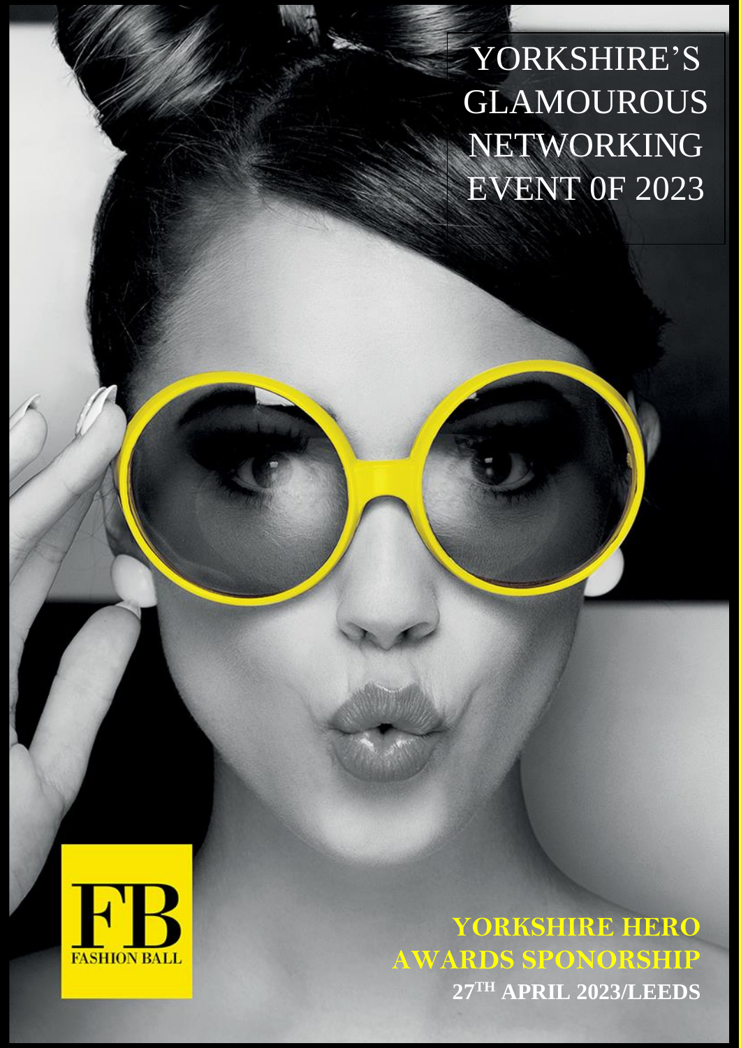# YORKSHIRE'S GLAMOUROUS NETWORKING EVENT 0F 2023

FB

FASHION BALL

## YORKSHIRE HERO AWARDS SPONSORSHIP

**27TH APRIL 2023/LEEDS**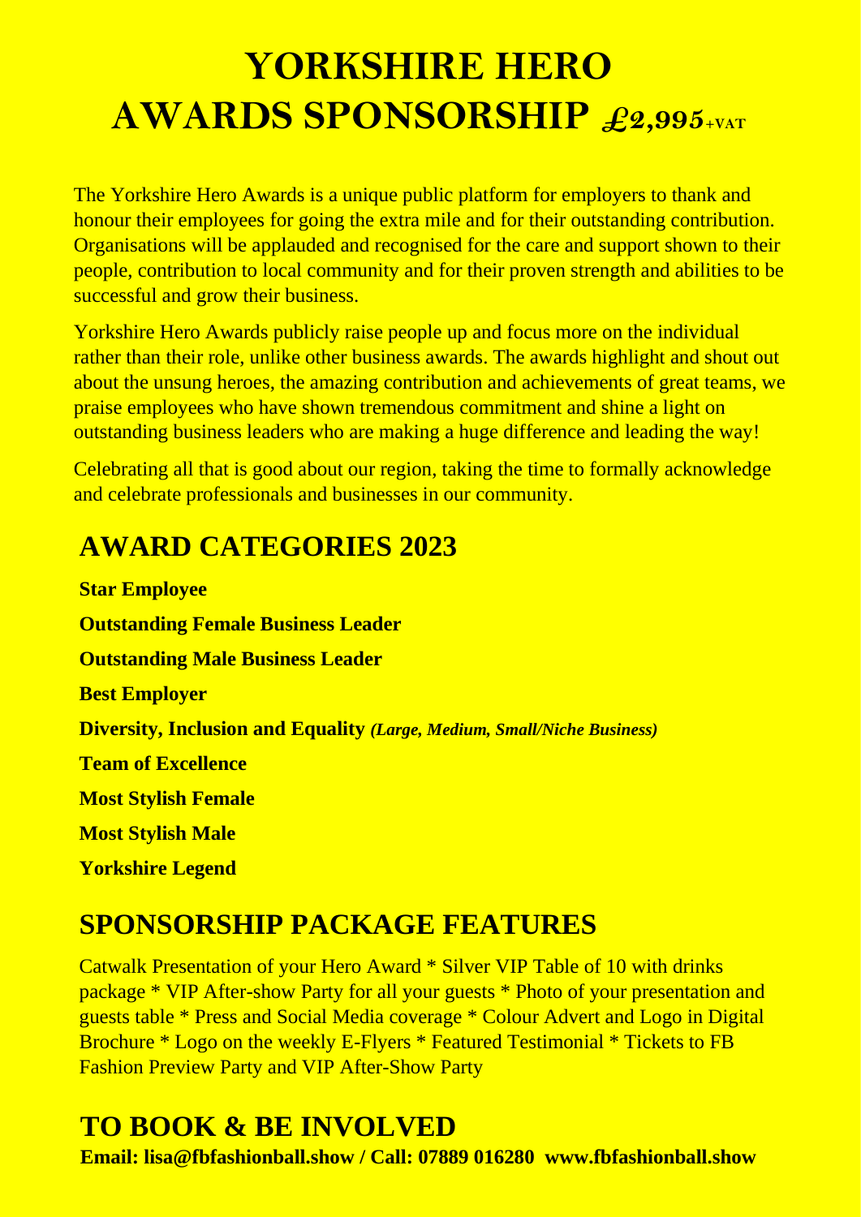# YORKSHIRE HERO AWARDS SPONSORSHIP £2,995+VAT

The Yorkshire Hero Awards is a unique public platform for employers to thank and honour their employees for going the extra mile and for their outstanding contribution. Organisations will be applauded and recognised for the care and support shown to their people, contribution to local community and for their proven strength and abilities to be successful and grow their business.

Yorkshire Hero Awards publicly raise people up and focus more on the individual rather than their role, unlike other business awards. The awards highlight and shout out about the unsung heroes, the amazing contribution and achievements of great teams, we praise employees who have shown tremendous commitment and shine a light on outstanding business leaders who are making a huge difference and leading the way!

Celebrating all that is good about our region, taking the time to formally acknowledge and celebrate professionals and businesses in our community.

## AWARD CATEGORIES 2023

**Star Employee**

**Outstanding Female Business Leader**

**Outstanding Male Business Leader**

**Best Employer**

**Diversity, Inclusion and Equality** ***(Large, Medium, Small/Niche Business)***

**Team of Excellence**

**Most Stylish Female**

**Most Stylish Male**

**Yorkshire Legend**

## SPONSORSHIP PACKAGE FEATURES

Catwalk Presentation of your Hero Award * Silver VIP Table of 10 with drinks package * VIP After-show Party for all your guests * Photo of your presentation and guests table * Press and Social Media coverage * Colour Advert and Logo in Digital Brochure * Logo on the weekly E-Flyers * Featured Testimonial * Tickets to FB Fashion Preview Party and VIP After-Show Party

## TO BOOK & BE INVOLVED

**Email: lisa@fbfashionball.show / Call: 07889 016280 www.fbfashionball.show**